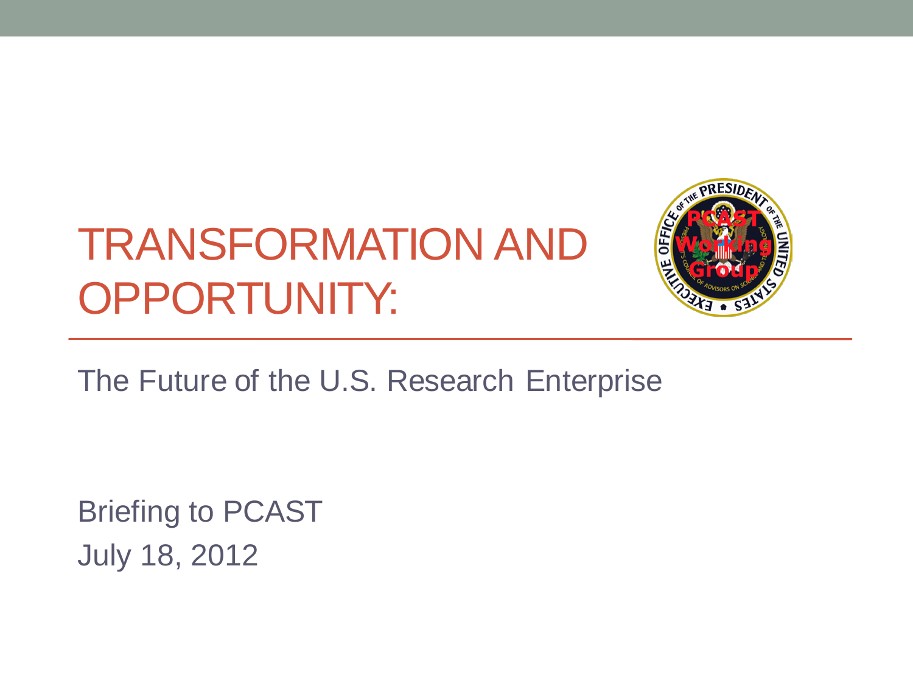# TRANSFORMATION AND OPPORTUNITY:

The Future of the U.S. Research Enterprise

Briefing to PCAST
July 18, 2012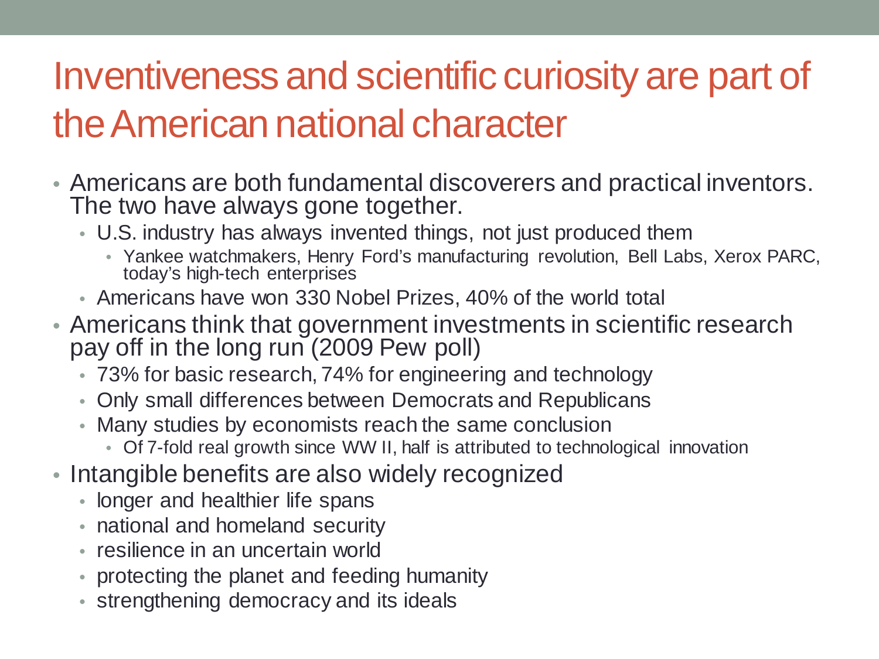# Inventiveness and scientific curiosity are part of the American national character

- Americans are both fundamental discoverers and practical inventors. The two have always gone together.
  - U.S. industry has always invented things, not just produced them
    - Yankee watchmakers, Henry Ford's manufacturing revolution, Bell Labs, Xerox PARC, today's high-tech enterprises
  - Americans have won 330 Nobel Prizes, 40% of the world total
- Americans think that government investments in scientific research pay off in the long run (2009 Pew poll)
  - 73% for basic research, 74% for engineering and technology
  - Only small differences between Democrats and Republicans
  - Many studies by economists reach the same conclusion
    - Of 7-fold real growth since WW II, half is attributed to technological innovation
- Intangible benefits are also widely recognized
  - longer and healthier life spans
  - national and homeland security
  - resilience in an uncertain world
  - protecting the planet and feeding humanity
  - strengthening democracy and its ideals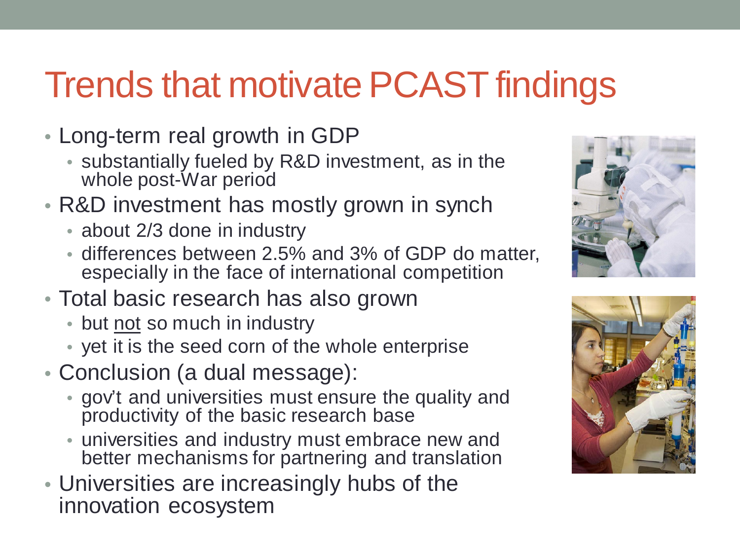# Trends that motivate PCAST findings

- Long-term real growth in GDP
  - substantially fueled by R&D investment, as in the whole post-War period
- R&D investment has mostly grown in synch
  - about 2/3 done in industry
  - differences between 2.5% and 3% of GDP do matter, especially in the face of international competition
- Total basic research has also grown
  - but <u>not</u> so much in industry
  - yet it is the seed corn of the whole enterprise
- Conclusion (a dual message):
  - gov't and universities must ensure the quality and productivity of the basic research base
  - universities and industry must embrace new and better mechanisms for partnering and translation
- Universities are increasingly hubs of the innovation ecosystem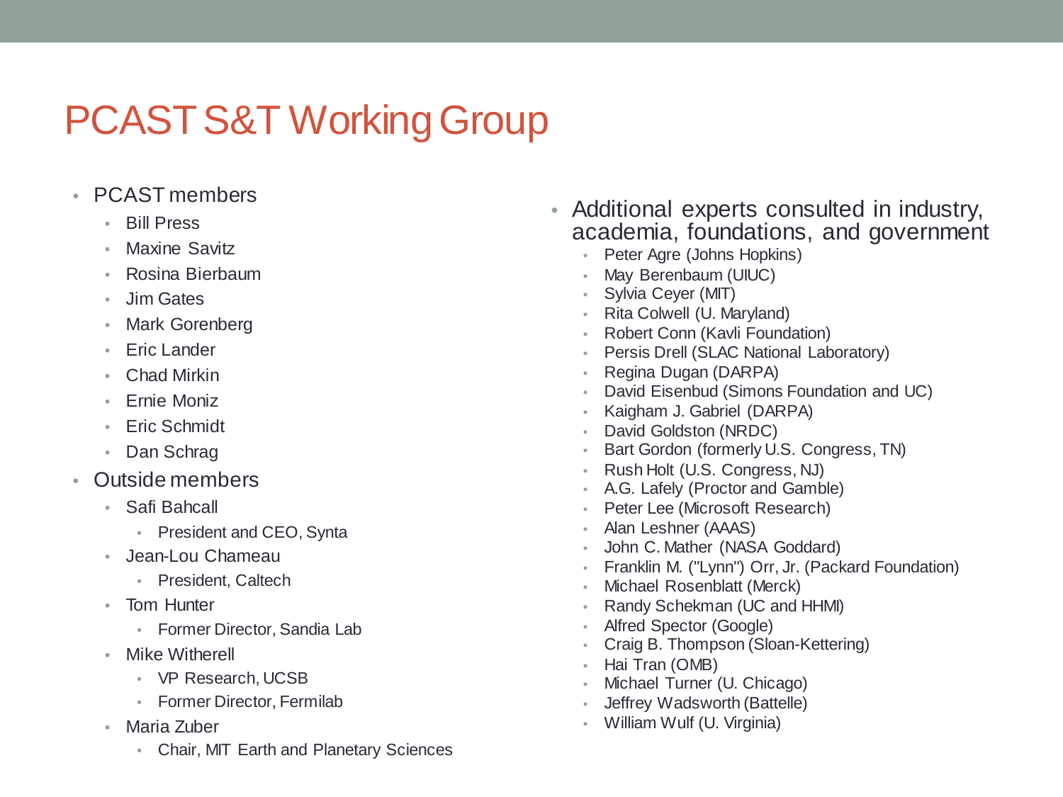# PCAST S&T Working Group

- PCAST members
  - Bill Press
  - Maxine Savitz
  - Rosina Bierbaum
  - Jim Gates
  - Mark Gorenberg
  - Eric Lander
  - Chad Mirkin
  - Ernie Moniz
  - Eric Schmidt
  - Dan Schrag
- Outside members
  - Safi Bahcall
    - President and CEO, Synta
  - Jean-Lou Chameau
    - President, Caltech
  - Tom Hunter
    - Former Director, Sandia Lab
  - Mike Witherell
    - VP Research, UCSB
    - Former Director, Fermilab
  - Maria Zuber
    - Chair, MIT Earth and Planetary Sciences

- Additional experts consulted in industry, academia, foundations, and government
  - Peter Agre (Johns Hopkins)
  - May Berenbaum (UIUC)
  - Sylvia Ceyer (MIT)
  - Rita Colwell (U. Maryland)
  - Robert Conn (Kavli Foundation)
  - Persis Drell (SLAC National Laboratory)
  - Regina Dugan (DARPA)
  - David Eisenbud (Simons Foundation and UC)
  - Kaigham J. Gabriel (DARPA)
  - David Goldston (NRDC)
  - Bart Gordon (formerly U.S. Congress, TN)
  - Rush Holt (U.S. Congress, NJ)
  - A.G. Lafely (Proctor and Gamble)
  - Peter Lee (Microsoft Research)
  - Alan Leshner (AAAS)
  - John C. Mather (NASA Goddard)
  - Franklin M. ("Lynn") Orr, Jr. (Packard Foundation)
  - Michael Rosenblatt (Merck)
  - Randy Schekman (UC and HHMI)
  - Alfred Spector (Google)
  - Craig B. Thompson (Sloan-Kettering)
  - Hai Tran (OMB)
  - Michael Turner (U. Chicago)
  - Jeffrey Wadsworth (Battelle)
  - William Wulf (U. Virginia)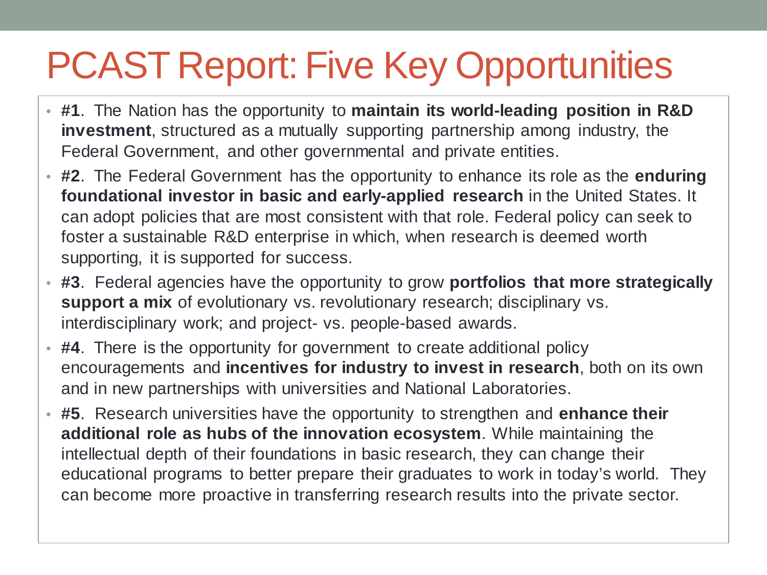# PCAST Report: Five Key Opportunities

- **#1**. The Nation has the opportunity to **maintain its world-leading position in R&D investment**, structured as a mutually supporting partnership among industry, the Federal Government, and other governmental and private entities.
- **#2**. The Federal Government has the opportunity to enhance its role as the **enduring foundational investor in basic and early-applied research** in the United States. It can adopt policies that are most consistent with that role. Federal policy can seek to foster a sustainable R&D enterprise in which, when research is deemed worth supporting, it is supported for success.
- **#3**. Federal agencies have the opportunity to grow **portfolios that more strategically support a mix** of evolutionary vs. revolutionary research; disciplinary vs. interdisciplinary work; and project- vs. people-based awards.
- **#4**. There is the opportunity for government to create additional policy encouragements and **incentives for industry to invest in research**, both on its own and in new partnerships with universities and National Laboratories.
- **#5**. Research universities have the opportunity to strengthen and **enhance their additional role as hubs of the innovation ecosystem**. While maintaining the intellectual depth of their foundations in basic research, they can change their educational programs to better prepare their graduates to work in today's world. They can become more proactive in transferring research results into the private sector.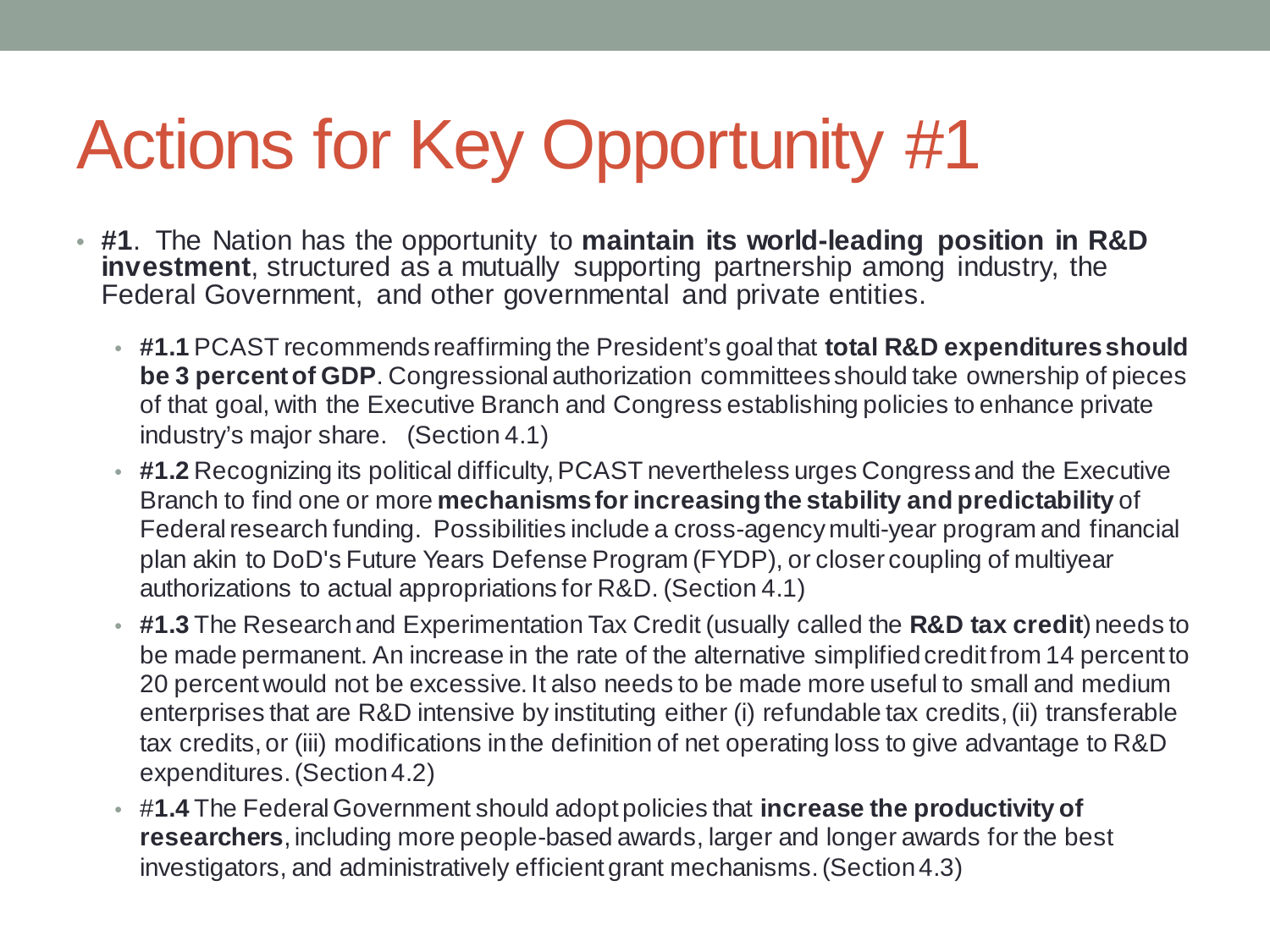# Actions for Key Opportunity #1

- **#1**. The Nation has the opportunity to **maintain its world-leading position in R&D investment**, structured as a mutually supporting partnership among industry, the Federal Government, and other governmental and private entities.
  - **#1.1** PCAST recommends reaffirming the President's goal that **total R&D expenditures should be 3 percent of GDP**. Congressional authorization committees should take ownership of pieces of that goal, with the Executive Branch and Congress establishing policies to enhance private industry's major share. (Section 4.1)
  - **#1.2** Recognizing its political difficulty, PCAST nevertheless urges Congress and the Executive Branch to find one or more **mechanisms for increasing the stability and predictability** of Federal research funding. Possibilities include a cross-agency multi-year program and financial plan akin to DoD's Future Years Defense Program (FYDP), or closer coupling of multiyear authorizations to actual appropriations for R&D. (Section 4.1)
  - **#1.3** The Research and Experimentation Tax Credit (usually called the **R&D tax credit**) needs to be made permanent. An increase in the rate of the alternative simplified credit from 14 percent to 20 percent would not be excessive. It also needs to be made more useful to small and medium enterprises that are R&D intensive by instituting either (i) refundable tax credits, (ii) transferable tax credits, or (iii) modifications in the definition of net operating loss to give advantage to R&D expenditures. (Section 4.2)
  - #**1.4** The Federal Government should adopt policies that **increase the productivity of researchers**, including more people-based awards, larger and longer awards for the best investigators, and administratively efficient grant mechanisms. (Section 4.3)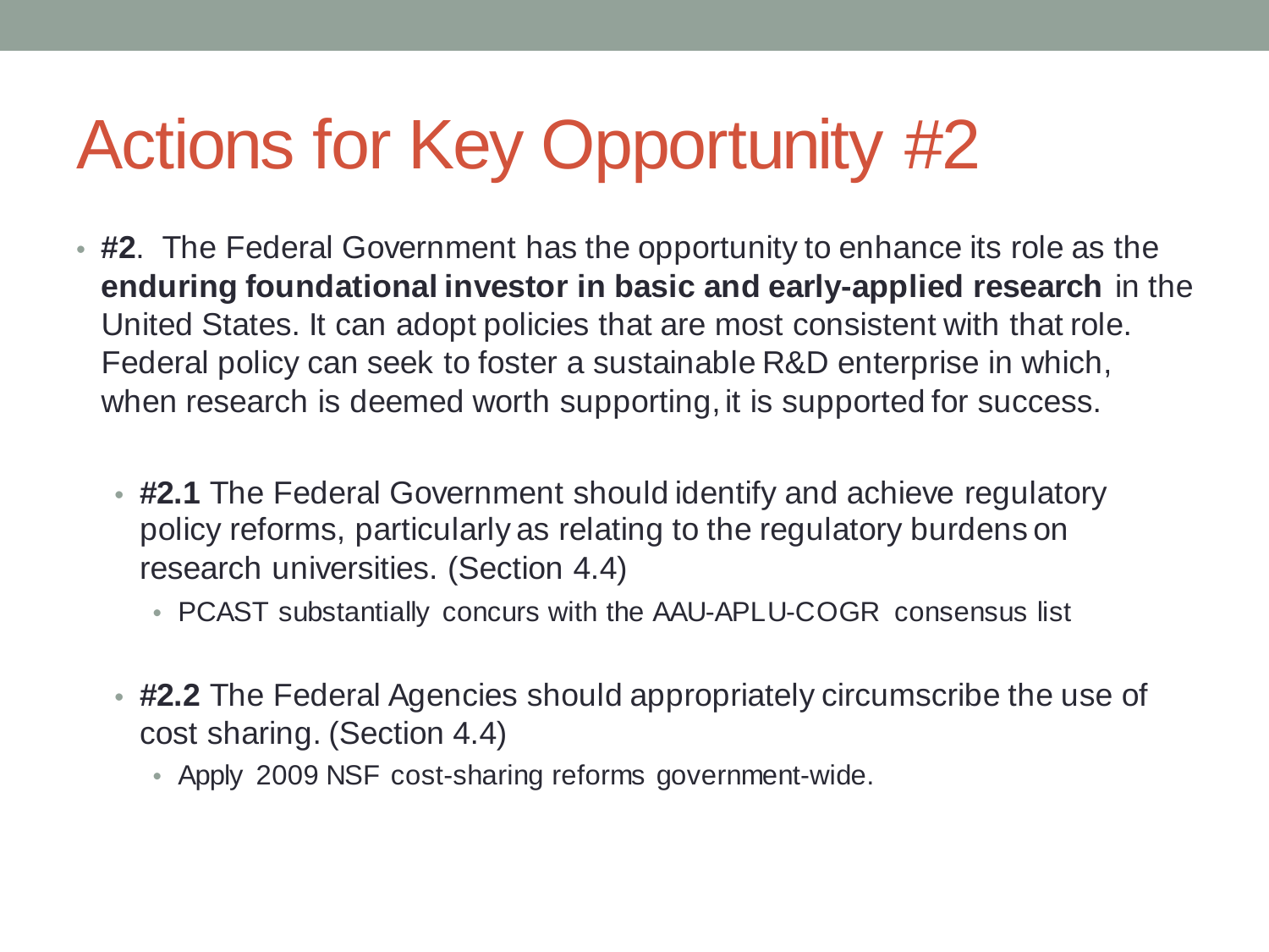# Actions for Key Opportunity #2

- **#2**. The Federal Government has the opportunity to enhance its role as the **enduring foundational investor in basic and early-applied research** in the United States. It can adopt policies that are most consistent with that role. Federal policy can seek to foster a sustainable R&D enterprise in which, when research is deemed worth supporting, it is supported for success.
  - **#2.1** The Federal Government should identify and achieve regulatory policy reforms, particularly as relating to the regulatory burdens on research universities. (Section 4.4)
    - PCAST substantially concurs with the AAU-APLU-COGR consensus list
  - **#2.2** The Federal Agencies should appropriately circumscribe the use of cost sharing. (Section 4.4)
    - Apply 2009 NSF cost-sharing reforms government-wide.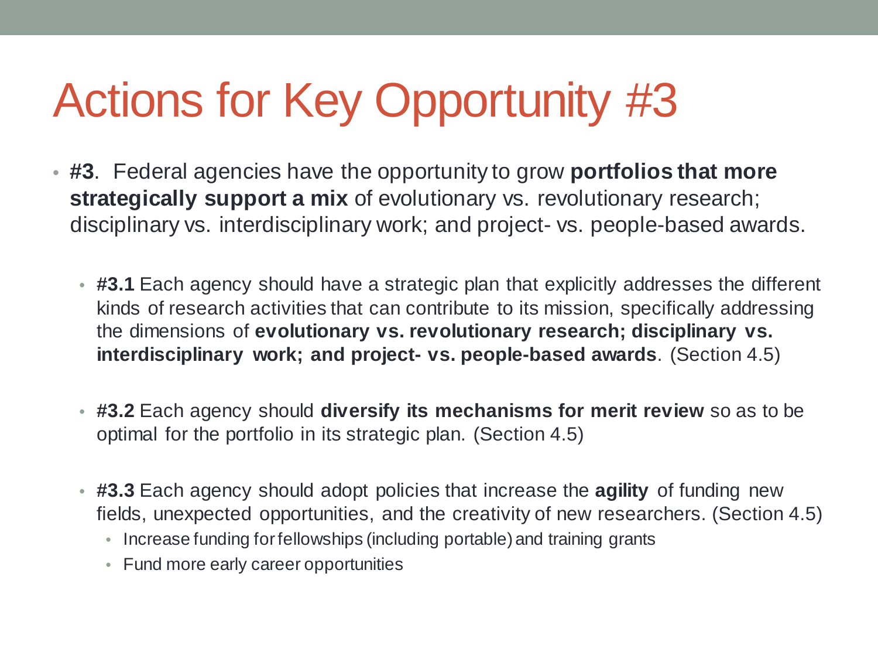# Actions for Key Opportunity #3

- **#3**. Federal agencies have the opportunity to grow **portfolios that more strategically support a mix** of evolutionary vs. revolutionary research; disciplinary vs. interdisciplinary work; and project- vs. people-based awards.

  - **#3.1** Each agency should have a strategic plan that explicitly addresses the different kinds of research activities that can contribute to its mission, specifically addressing the dimensions of **evolutionary vs. revolutionary research; disciplinary vs. interdisciplinary work; and project- vs. people-based awards**. (Section 4.5)

  - **#3.2** Each agency should **diversify its mechanisms for merit review** so as to be optimal for the portfolio in its strategic plan. (Section 4.5)

  - **#3.3** Each agency should adopt policies that increase the **agility** of funding new fields, unexpected opportunities, and the creativity of new researchers. (Section 4.5)
    - Increase funding for fellowships (including portable) and training grants
    - Fund more early career opportunities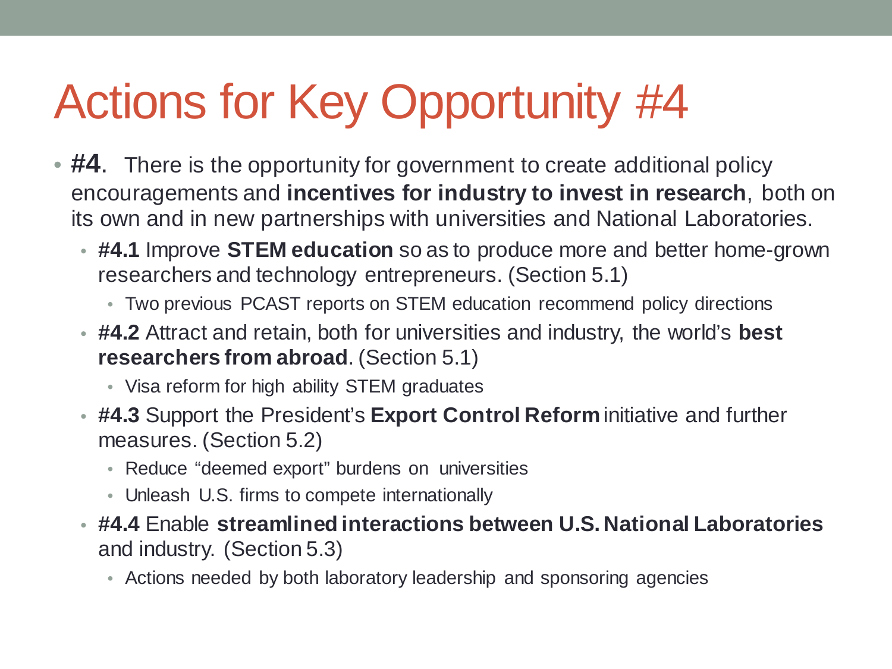# Actions for Key Opportunity #4

- **#4**. There is the opportunity for government to create additional policy encouragements and **incentives for industry to invest in research**, both on its own and in new partnerships with universities and National Laboratories.
  - **#4.1** Improve **STEM education** so as to produce more and better home-grown researchers and technology entrepreneurs. (Section 5.1)
    - Two previous PCAST reports on STEM education recommend policy directions
  - **#4.2** Attract and retain, both for universities and industry, the world's **best researchers from abroad**. (Section 5.1)
    - Visa reform for high ability STEM graduates
  - **#4.3** Support the President's **Export Control Reform** initiative and further measures. (Section 5.2)
    - Reduce "deemed export" burdens on universities
    - Unleash U.S. firms to compete internationally
  - **#4.4** Enable **streamlined interactions between U.S. National Laboratories** and industry. (Section 5.3)
    - Actions needed by both laboratory leadership and sponsoring agencies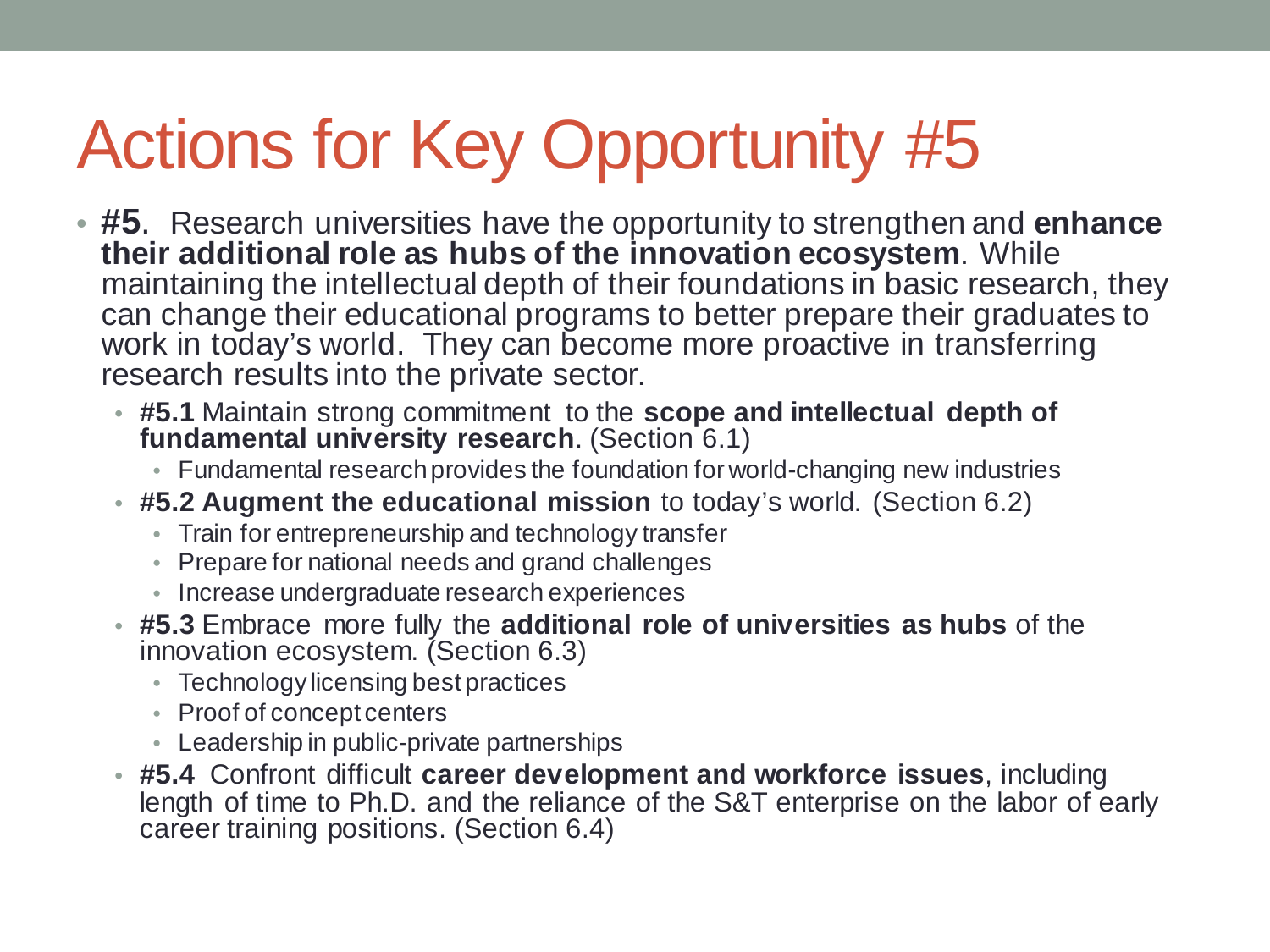# Actions for Key Opportunity #5

- **#5**. Research universities have the opportunity to strengthen and **enhance their additional role as hubs of the innovation ecosystem**. While maintaining the intellectual depth of their foundations in basic research, they can change their educational programs to better prepare their graduates to work in today's world. They can become more proactive in transferring research results into the private sector.
  - **#5.1** Maintain strong commitment to the **scope and intellectual depth of fundamental university research**. (Section 6.1)
    - Fundamental research provides the foundation for world-changing new industries
  - **#5.2 Augment the educational mission** to today's world. (Section 6.2)
    - Train for entrepreneurship and technology transfer
    - Prepare for national needs and grand challenges
    - Increase undergraduate research experiences
  - **#5.3** Embrace more fully the **additional role of universities as hubs** of the innovation ecosystem. (Section 6.3)
    - Technology licensing best practices
    - Proof of concept centers
    - Leadership in public-private partnerships
  - **#5.4** Confront difficult **career development and workforce issues**, including length of time to Ph.D. and the reliance of the S&T enterprise on the labor of early career training positions. (Section 6.4)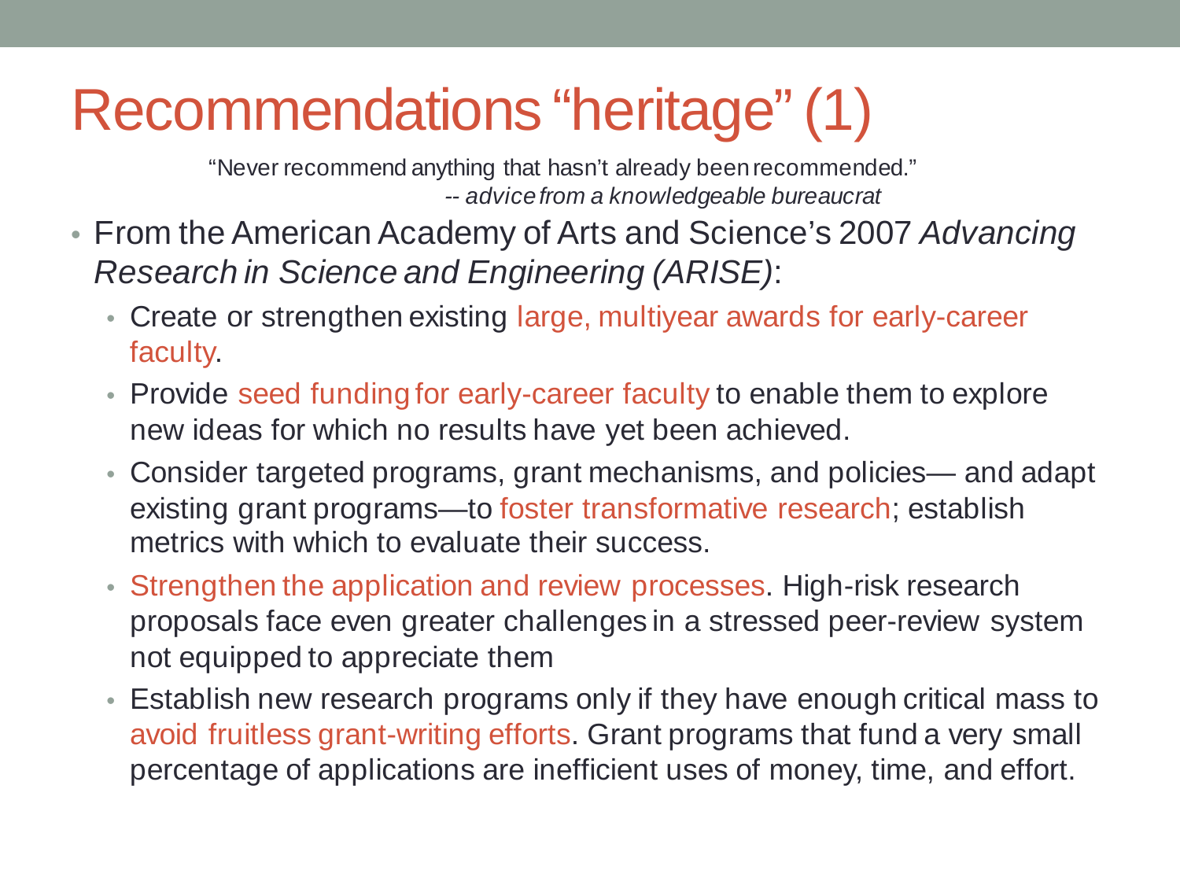# Recommendations “heritage” (1)

> “Never recommend anything that hasn’t already been recommended.”
> -- *advice from a knowledgeable bureaucrat*

- From the American Academy of Arts and Science’s 2007 *Advancing Research in Science and Engineering (ARISE)*:
  - Create or strengthen existing large, multiyear awards for early-career faculty.
  - Provide seed funding for early-career faculty to enable them to explore new ideas for which no results have yet been achieved.
  - Consider targeted programs, grant mechanisms, and policies— and adapt existing grant programs—to foster transformative research; establish metrics with which to evaluate their success.
  - Strengthen the application and review processes. High-risk research proposals face even greater challenges in a stressed peer-review system not equipped to appreciate them
  - Establish new research programs only if they have enough critical mass to avoid fruitless grant-writing efforts. Grant programs that fund a very small percentage of applications are inefficient uses of money, time, and effort.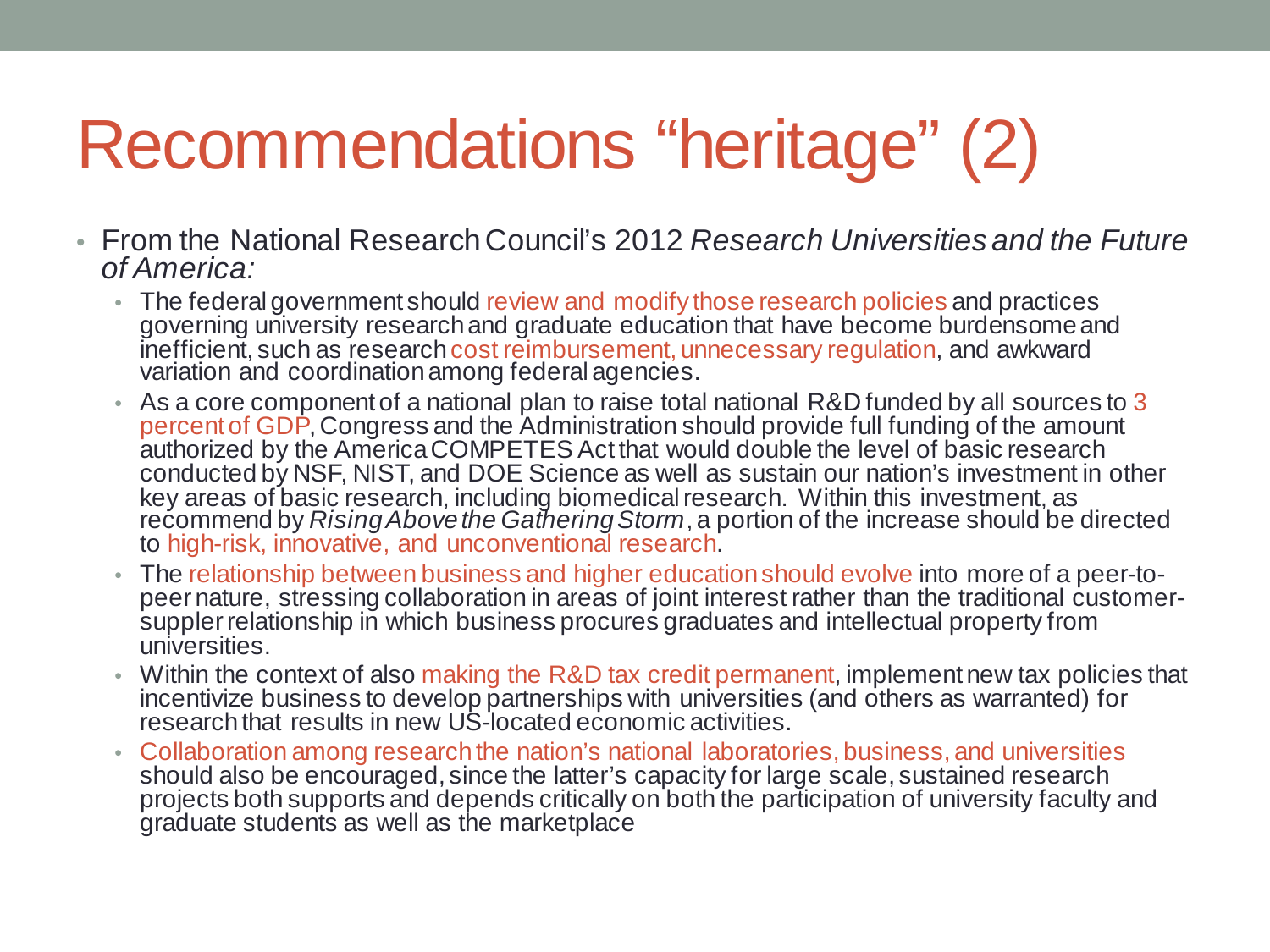# Recommendations "heritage" (2)

- From the National Research Council's 2012 *Research Universities and the Future of America:*
  - The federal government should review and modify those research policies and practices governing university research and graduate education that have become burdensome and inefficient, such as research cost reimbursement, unnecessary regulation, and awkward variation and coordination among federal agencies.
  - As a core component of a national plan to raise total national R&D funded by all sources to 3 percent of GDP, Congress and the Administration should provide full funding of the amount authorized by the America COMPETES Act that would double the level of basic research conducted by NSF, NIST, and DOE Science as well as sustain our nation's investment in other key areas of basic research, including biomedical research. Within this investment, as recommend by *Rising Above the Gathering Storm*, a portion of the increase should be directed to high-risk, innovative, and unconventional research.
  - The relationship between business and higher education should evolve into more of a peer-to-peer nature, stressing collaboration in areas of joint interest rather than the traditional customer-suppler relationship in which business procures graduates and intellectual property from universities.
  - Within the context of also making the R&D tax credit permanent, implement new tax policies that incentivize business to develop partnerships with universities (and others as warranted) for research that results in new US-located economic activities.
  - Collaboration among research the nation's national laboratories, business, and universities should also be encouraged, since the latter's capacity for large scale, sustained research projects both supports and depends critically on both the participation of university faculty and graduate students as well as the marketplace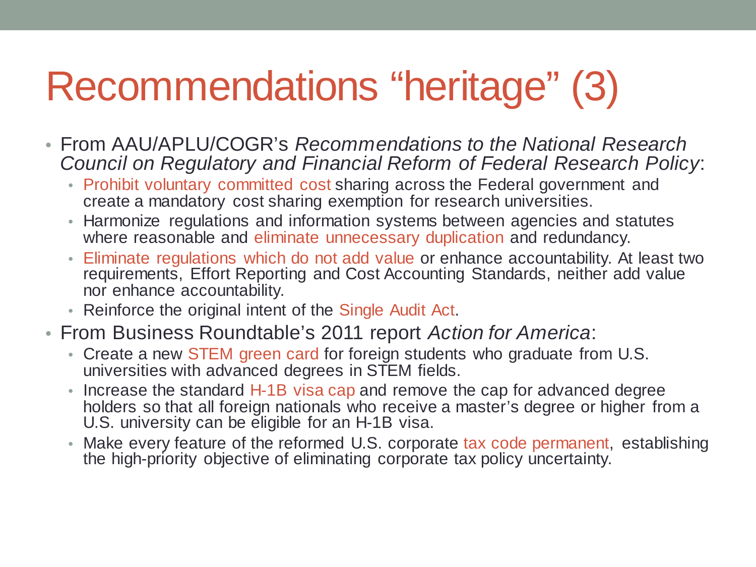# Recommendations "heritage" (3)

- From AAU/APLU/COGR's *Recommendations to the National Research Council on Regulatory and Financial Reform of Federal Research Policy*:
  - Prohibit voluntary committed cost sharing across the Federal government and create a mandatory cost sharing exemption for research universities.
  - Harmonize regulations and information systems between agencies and statutes where reasonable and eliminate unnecessary duplication and redundancy.
  - Eliminate regulations which do not add value or enhance accountability. At least two requirements, Effort Reporting and Cost Accounting Standards, neither add value nor enhance accountability.
  - Reinforce the original intent of the Single Audit Act.
- From Business Roundtable's 2011 report *Action for America*:
  - Create a new STEM green card for foreign students who graduate from U.S. universities with advanced degrees in STEM fields.
  - Increase the standard H-1B visa cap and remove the cap for advanced degree holders so that all foreign nationals who receive a master's degree or higher from a U.S. university can be eligible for an H-1B visa.
  - Make every feature of the reformed U.S. corporate tax code permanent, establishing the high-priority objective of eliminating corporate tax policy uncertainty.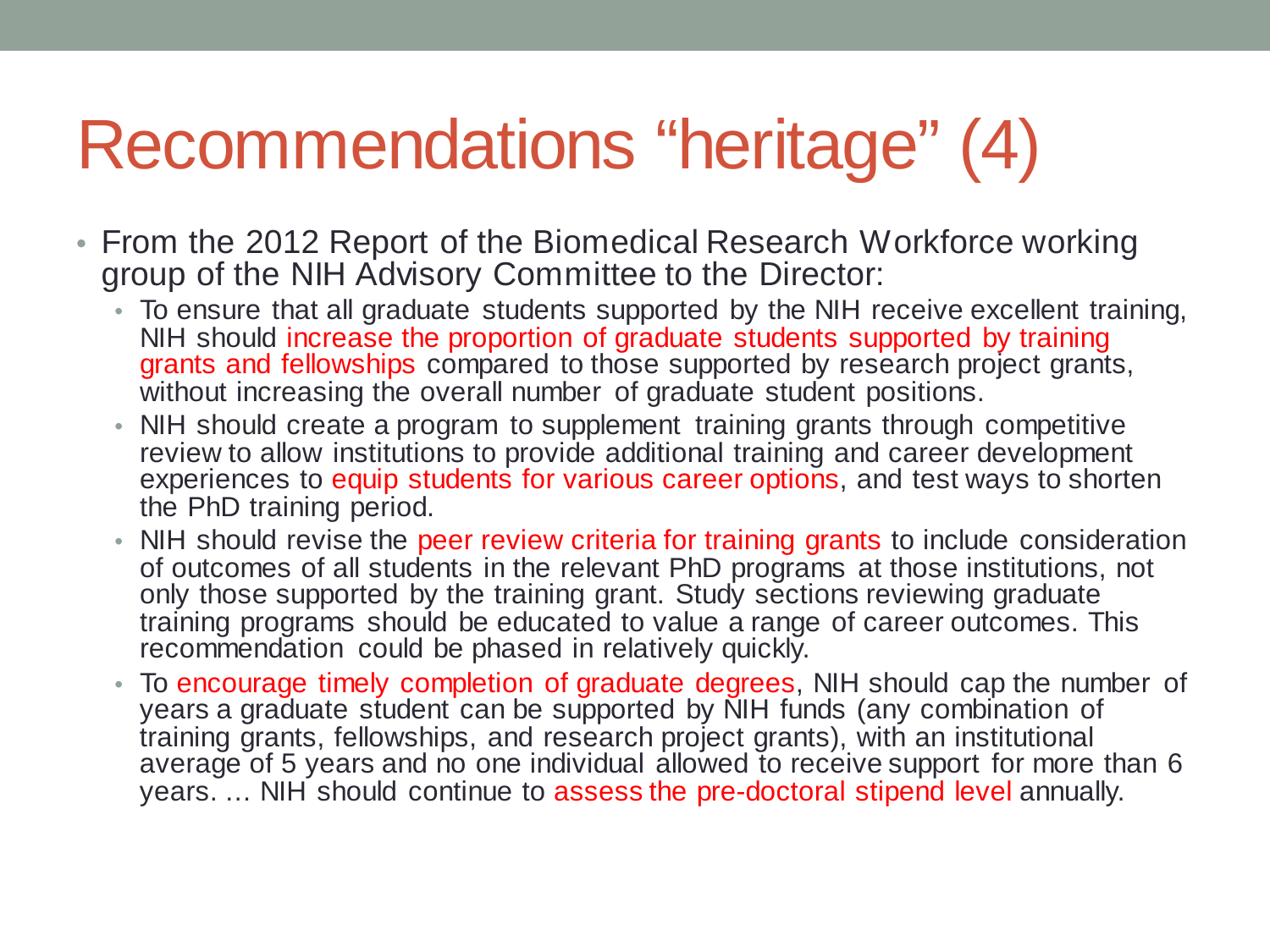# Recommendations "heritage" (4)

- From the 2012 Report of the Biomedical Research Workforce working group of the NIH Advisory Committee to the Director:
  - To ensure that all graduate students supported by the NIH receive excellent training, NIH should increase the proportion of graduate students supported by training grants and fellowships compared to those supported by research project grants, without increasing the overall number of graduate student positions.
  - NIH should create a program to supplement training grants through competitive review to allow institutions to provide additional training and career development experiences to equip students for various career options, and test ways to shorten the PhD training period.
  - NIH should revise the peer review criteria for training grants to include consideration of outcomes of all students in the relevant PhD programs at those institutions, not only those supported by the training grant. Study sections reviewing graduate training programs should be educated to value a range of career outcomes. This recommendation could be phased in relatively quickly.
  - To encourage timely completion of graduate degrees, NIH should cap the number of years a graduate student can be supported by NIH funds (any combination of training grants, fellowships, and research project grants), with an institutional average of 5 years and no one individual allowed to receive support for more than 6 years. … NIH should continue to assess the pre-doctoral stipend level annually.